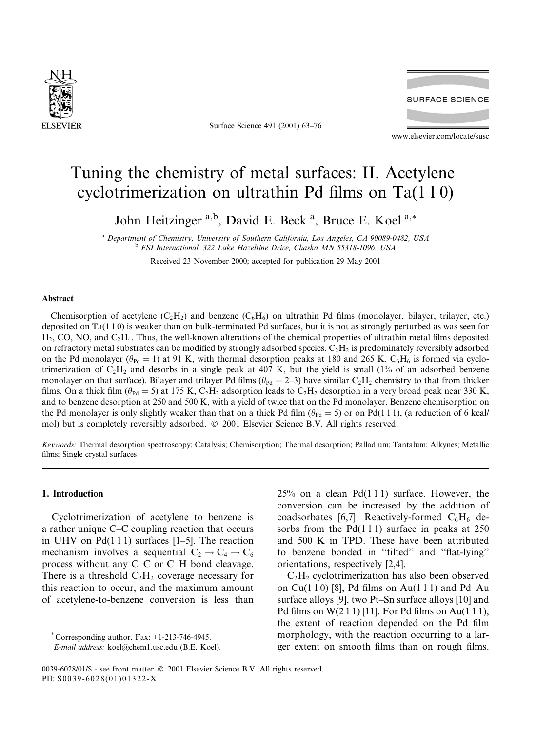# Tuning the chemistry of metal surfaces: II. Acetylene cyclotrimerization on ultrathin Pd films on Ta(1 1 0)

John Heitzinger [a,b], David E. Beck [a], Bruce E. Koel [a,*]

[a] Department of Chemistry, University of Southern California, Los Angeles, CA 90089-0482, USA

[b] FSI International, 322 Lake Hazeltine Drive, Chaska MN 55318-1096, USA

Received 23 November 2000; accepted for publication 29 May 2001

## Abstract

Chemisorption of acetylene ($C_2H_2$) and benzene ($C_6H_6$) on ultrathin Pd films (monolayer, bilayer, trilayer, etc.) deposited on Ta(1 1 0) is weaker than on bulk-terminated Pd surfaces, but it is not as strongly perturbed as was seen for $H_2$, CO, NO, and $C_2H_4$. Thus, the well-known alterations of the chemical properties of ultrathin metal films deposited on refractory metal substrates can be modified by strongly adsorbed species. $C_2H_2$ is predominately reversibly adsorbed on the Pd monolayer ($\theta_{Pd} = 1$) at 91 K, with thermal desorption peaks at 180 and 265 K. $C_6H_6$ is formed via cyclotrimerization of $C_2H_2$ and desorbs in a single peak at 407 K, but the yield is small (1% of an adsorbed benzene monolayer on that surface). Bilayer and trilayer Pd films ($\theta_{Pd} = 2$–3) have similar $C_2H_2$ chemistry to that from thicker films. On a thick film ($\theta_{Pd} = 5$) at 175 K, $C_2H_2$ adsorption leads to $C_2H_2$ desorption in a very broad peak near 330 K, and to benzene desorption at 250 and 500 K, with a yield of twice that on the Pd monolayer. Benzene chemisorption on the Pd monolayer is only slightly weaker than that on a thick Pd film ($\theta_{Pd} = 5$) or on Pd(1 1 1), (a reduction of 6 kcal/mol) but is completely reversibly adsorbed. © 2001 Elsevier Science B.V. All rights reserved.

*Keywords:* Thermal desorption spectroscopy; Catalysis; Chemisorption; Thermal desorption; Palladium; Tantalum; Alkynes; Metallic films; Single crystal surfaces

## 1. Introduction

Cyclotrimerization of acetylene to benzene is a rather unique C–C coupling reaction that occurs in UHV on Pd(1 1 1) surfaces [1–5]. The reaction mechanism involves a sequential $C_2 \rightarrow C_4 \rightarrow C_6$ process without any C–C or C–H bond cleavage. There is a threshold $C_2H_2$ coverage necessary for this reaction to occur, and the maximum amount of acetylene-to-benzene conversion is less than 25% on a clean Pd(1 1 1) surface. However, the conversion can be increased by the addition of coadsorbates [6,7]. Reactively-formed $C_6H_6$ desorbs from the Pd(1 1 1) surface in peaks at 250 and 500 K in TPD. These have been attributed to benzene bonded in "tilted" and "flat-lying" orientations, respectively [2,4].

$C_2H_2$ cyclotrimerization has also been observed on Cu(1 1 0) [8], Pd films on Au(1 1 1) and Pd–Au surface alloys [9], two Pt–Sn surface alloys [10] and Pd films on W(2 1 1) [11]. For Pd films on Au(1 1 1), the extent of reaction depended on the Pd film morphology, with the reaction occurring to a larger extent on smooth films than on rough films.

* Corresponding author. Fax: +1-213-746-4945.
*E-mail address:* koel@chem1.usc.edu (B.E. Koel).

0039-6028/01/$ - see front matter © 2001 Elsevier Science B.V. All rights reserved.
PII: S0039-6028(01)01322-X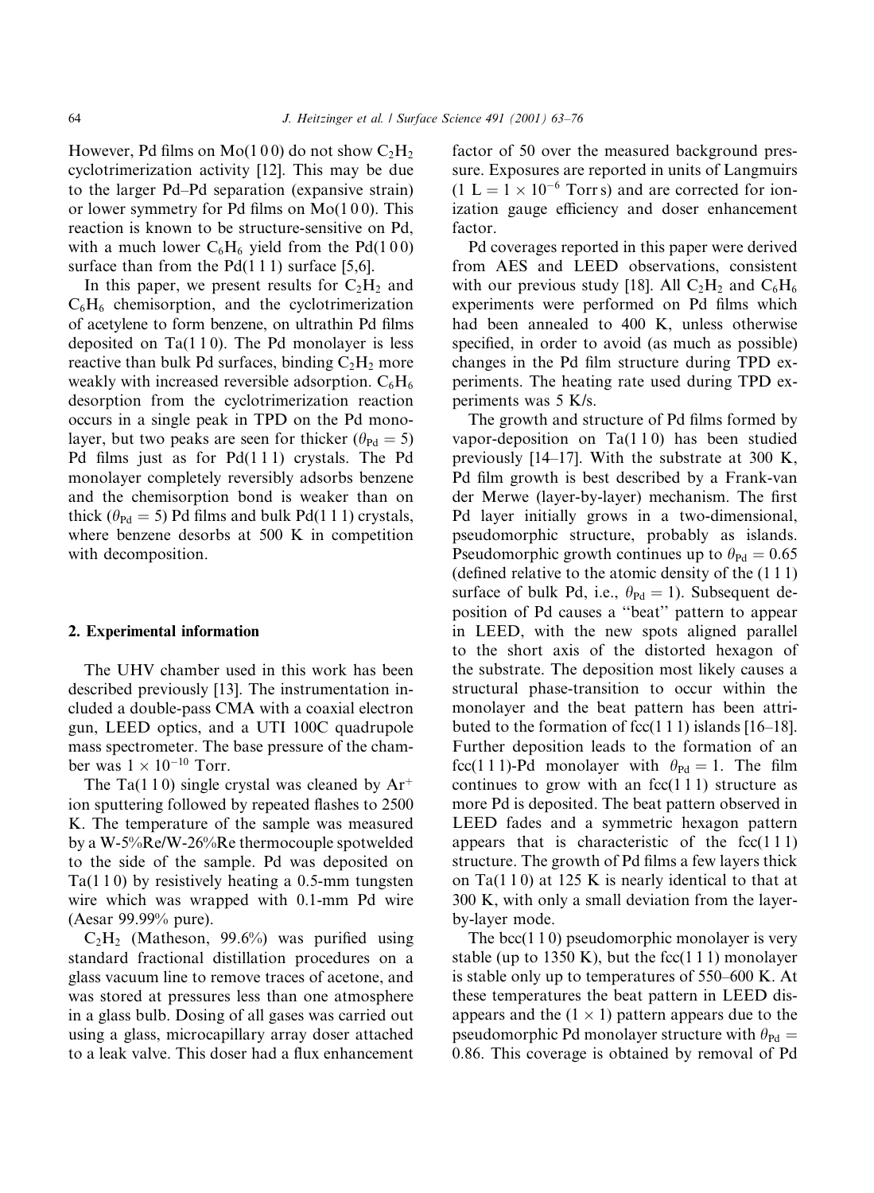However, Pd films on Mo(1 0 0) do not show $C_2H_2$ cyclotrimerization activity [12]. This may be due to the larger Pd–Pd separation (expansive strain) or lower symmetry for Pd films on Mo(1 0 0). This reaction is known to be structure-sensitive on Pd, with a much lower $C_6H_6$ yield from the Pd(1 0 0) surface than from the Pd(1 1 1) surface [5,6].

In this paper, we present results for $C_2H_2$ and $C_6H_6$ chemisorption, and the cyclotrimerization of acetylene to form benzene, on ultrathin Pd films deposited on Ta(1 1 0). The Pd monolayer is less reactive than bulk Pd surfaces, binding $C_2H_2$ more weakly with increased reversible adsorption. $C_6H_6$ desorption from the cyclotrimerization reaction occurs in a single peak in TPD on the Pd monolayer, but two peaks are seen for thicker ($\theta_{Pd} = 5$) Pd films just as for Pd(1 1 1) crystals. The Pd monolayer completely reversibly adsorbs benzene and the chemisorption bond is weaker than on thick ($\theta_{Pd} = 5$) Pd films and bulk Pd(1 1 1) crystals, where benzene desorbs at 500 K in competition with decomposition.

## 2. Experimental information

The UHV chamber used in this work has been described previously [13]. The instrumentation included a double-pass CMA with a coaxial electron gun, LEED optics, and a UTI 100C quadrupole mass spectrometer. The base pressure of the chamber was $1 \times 10^{-10}$ Torr.

The Ta(1 1 0) single crystal was cleaned by $Ar^+$ ion sputtering followed by repeated flashes to 2500 K. The temperature of the sample was measured by a W-5%Re/W-26%Re thermocouple spotwelded to the side of the sample. Pd was deposited on Ta(1 1 0) by resistively heating a 0.5-mm tungsten wire which was wrapped with 0.1-mm Pd wire (Aesar 99.99% pure).

$C_2H_2$ (Matheson, 99.6%) was purified using standard fractional distillation procedures on a glass vacuum line to remove traces of acetone, and was stored at pressures less than one atmosphere in a glass bulb. Dosing of all gases was carried out using a glass, microcapillary array doser attached to a leak valve. This doser had a flux enhancement factor of 50 over the measured background pressure. Exposures are reported in units of Langmuirs ($1\ \mathrm{L} = 1 \times 10^{-6}$ Torr s) and are corrected for ionization gauge efficiency and doser enhancement factor.

Pd coverages reported in this paper were derived from AES and LEED observations, consistent with our previous study [18]. All $C_2H_2$ and $C_6H_6$ experiments were performed on Pd films which had been annealed to 400 K, unless otherwise specified, in order to avoid (as much as possible) changes in the Pd film structure during TPD experiments. The heating rate used during TPD experiments was 5 K/s.

The growth and structure of Pd films formed by vapor-deposition on Ta(1 1 0) has been studied previously [14–17]. With the substrate at 300 K, Pd film growth is best described by a Frank-van der Merwe (layer-by-layer) mechanism. The first Pd layer initially grows in a two-dimensional, pseudomorphic structure, probably as islands. Pseudomorphic growth continues up to $\theta_{Pd} = 0.65$ (defined relative to the atomic density of the (1 1 1) surface of bulk Pd, i.e., $\theta_{Pd} = 1$). Subsequent deposition of Pd causes a "beat" pattern to appear in LEED, with the new spots aligned parallel to the short axis of the distorted hexagon of the substrate. The deposition most likely causes a structural phase-transition to occur within the monolayer and the beat pattern has been attributed to the formation of fcc(1 1 1) islands [16–18]. Further deposition leads to the formation of an fcc(1 1 1)-Pd monolayer with $\theta_{Pd} = 1$. The film continues to grow with an fcc(1 1 1) structure as more Pd is deposited. The beat pattern observed in LEED fades and a symmetric hexagon pattern appears that is characteristic of the fcc(1 1 1) structure. The growth of Pd films a few layers thick on Ta(1 1 0) at 125 K is nearly identical to that at 300 K, with only a small deviation from the layer-by-layer mode.

The bcc(1 1 0) pseudomorphic monolayer is very stable (up to 1350 K), but the fcc(1 1 1) monolayer is stable only up to temperatures of 550–600 K. At these temperatures the beat pattern in LEED disappears and the $(1 \times 1)$ pattern appears due to the pseudomorphic Pd monolayer structure with $\theta_{Pd} = 0.86$. This coverage is obtained by removal of Pd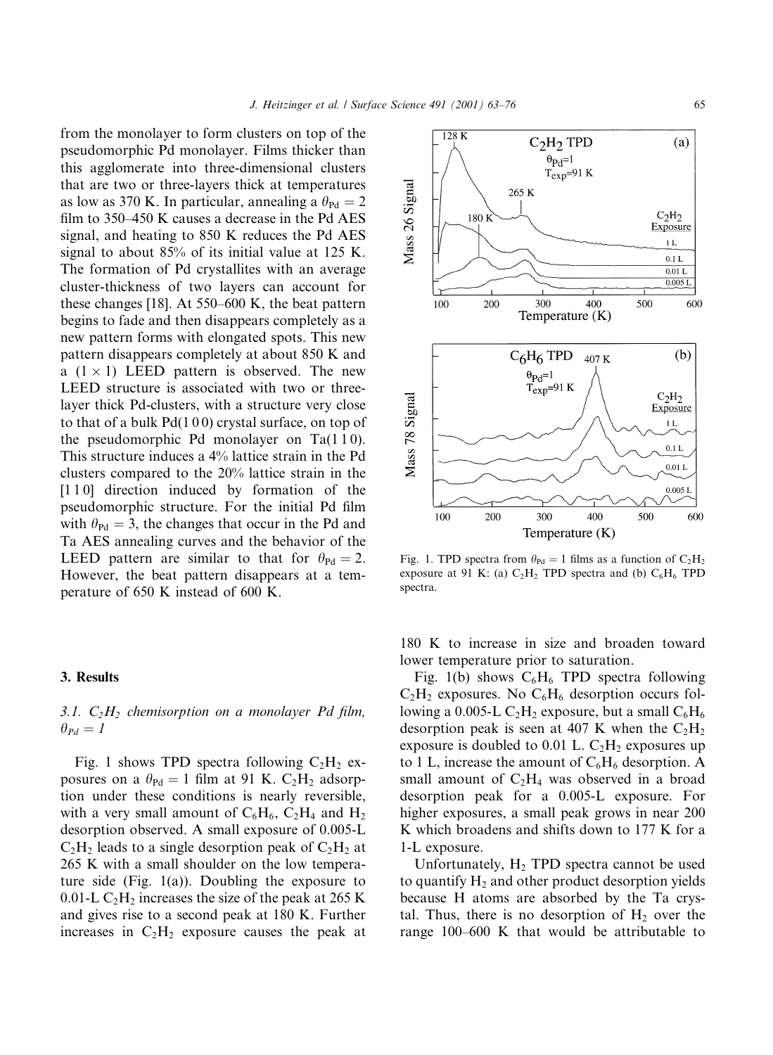from the monolayer to form clusters on top of the pseudomorphic Pd monolayer. Films thicker than this agglomerate into three-dimensional clusters that are two or three-layers thick at temperatures as low as 370 K. In particular, annealing a $\theta_{Pd} = 2$ film to 350–450 K causes a decrease in the Pd AES signal, and heating to 850 K reduces the Pd AES signal to about 85% of its initial value at 125 K. The formation of Pd crystallites with an average cluster-thickness of two layers can account for these changes [18]. At 550–600 K, the beat pattern begins to fade and then disappears completely as a new pattern forms with elongated spots. This new pattern disappears completely at about 850 K and a $(1 \times 1)$ LEED pattern is observed. The new LEED structure is associated with two or three-layer thick Pd-clusters, with a structure very close to that of a bulk Pd(1 0 0) crystal surface, on top of the pseudomorphic Pd monolayer on Ta(1 1 0). This structure induces a 4% lattice strain in the Pd clusters compared to the 20% lattice strain in the [1 1 0] direction induced by formation of the pseudomorphic structure. For the initial Pd film with $\theta_{Pd} = 3$, the changes that occur in the Pd and Ta AES annealing curves and the behavior of the LEED pattern are similar to that for $\theta_{Pd} = 2$. However, the beat pattern disappears at a temperature of 650 K instead of 600 K.

Fig. 1. TPD spectra from $\theta_{Pd} = 1$ films as a function of $C_2H_2$ exposure at 91 K: (a) $C_2H_2$ TPD spectra and (b) $C_6H_6$ TPD spectra.

## 3. Results

### 3.1. $C_2H_2$ chemisorption on a monolayer Pd film, $\theta_{Pd} = 1$

Fig. 1 shows TPD spectra following $C_2H_2$ exposures on a $\theta_{Pd} = 1$ film at 91 K. $C_2H_2$ adsorption under these conditions is nearly reversible, with a very small amount of $C_6H_6$, $C_2H_4$ and $H_2$ desorption observed. A small exposure of 0.005-L $C_2H_2$ leads to a single desorption peak of $C_2H_2$ at 265 K with a small shoulder on the low temperature side (Fig. 1(a)). Doubling the exposure to 0.01-L $C_2H_2$ increases the size of the peak at 265 K and gives rise to a second peak at 180 K. Further increases in $C_2H_2$ exposure causes the peak at 180 K to increase in size and broaden toward lower temperature prior to saturation.

Fig. 1(b) shows $C_6H_6$ TPD spectra following $C_2H_2$ exposures. No $C_6H_6$ desorption occurs following a 0.005-L $C_2H_2$ exposure, but a small $C_6H_6$ desorption peak is seen at 407 K when the $C_2H_2$ exposure is doubled to 0.01 L. $C_2H_2$ exposures up to 1 L, increase the amount of $C_6H_6$ desorption. A small amount of $C_2H_4$ was observed in a broad desorption peak for a 0.005-L exposure. For higher exposures, a small peak grows in near 200 K which broadens and shifts down to 177 K for a 1-L exposure.

Unfortunately, $H_2$ TPD spectra cannot be used to quantify $H_2$ and other product desorption yields because H atoms are absorbed by the Ta crystal. Thus, there is no desorption of $H_2$ over the range 100–600 K that would be attributable to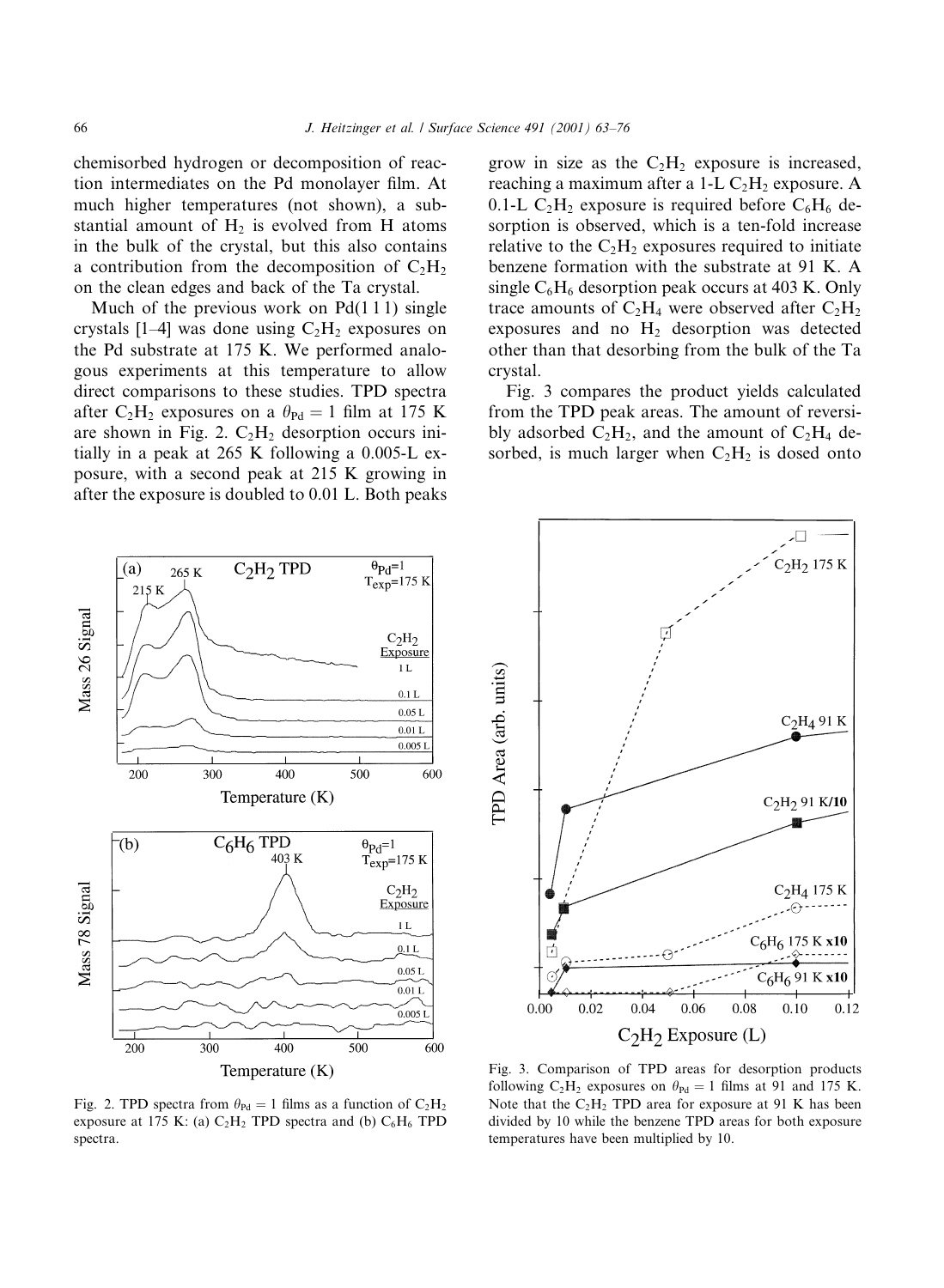chemisorbed hydrogen or decomposition of reaction intermediates on the Pd monolayer film. At much higher temperatures (not shown), a substantial amount of $H_2$ is evolved from H atoms in the bulk of the crystal, but this also contains a contribution from the decomposition of $C_2H_2$ on the clean edges and back of the Ta crystal.

Much of the previous work on Pd(1 1 1) single crystals [1–4] was done using $C_2H_2$ exposures on the Pd substrate at 175 K. We performed analogous experiments at this temperature to allow direct comparisons to these studies. TPD spectra after $C_2H_2$ exposures on a $\theta_{Pd} = 1$ film at 175 K are shown in Fig. 2. $C_2H_2$ desorption occurs initially in a peak at 265 K following a 0.005-L exposure, with a second peak at 215 K growing in after the exposure is doubled to 0.01 L. Both peaks grow in size as the $C_2H_2$ exposure is increased, reaching a maximum after a 1-L $C_2H_2$ exposure. A 0.1-L $C_2H_2$ exposure is required before $C_6H_6$ desorption is observed, which is a ten-fold increase relative to the $C_2H_2$ exposures required to initiate benzene formation with the substrate at 91 K. A single $C_6H_6$ desorption peak occurs at 403 K. Only trace amounts of $C_2H_4$ were observed after $C_2H_2$ exposures and no $H_2$ desorption was detected other than that desorbing from the bulk of the Ta crystal.

Fig. 3 compares the product yields calculated from the TPD peak areas. The amount of reversibly adsorbed $C_2H_2$, and the amount of $C_2H_4$ desorbed, is much larger when $C_2H_2$ is dosed onto

Fig. 2. TPD spectra from $\theta_{Pd} = 1$ films as a function of $C_2H_2$ exposure at 175 K: (a) $C_2H_2$ TPD spectra and (b) $C_6H_6$ TPD spectra.

Fig. 3. Comparison of TPD areas for desorption products following $C_2H_2$ exposures on $\theta_{Pd} = 1$ films at 91 and 175 K. Note that the $C_2H_2$ TPD area for exposure at 91 K has been divided by 10 while the benzene TPD areas for both exposure temperatures have been multiplied by 10.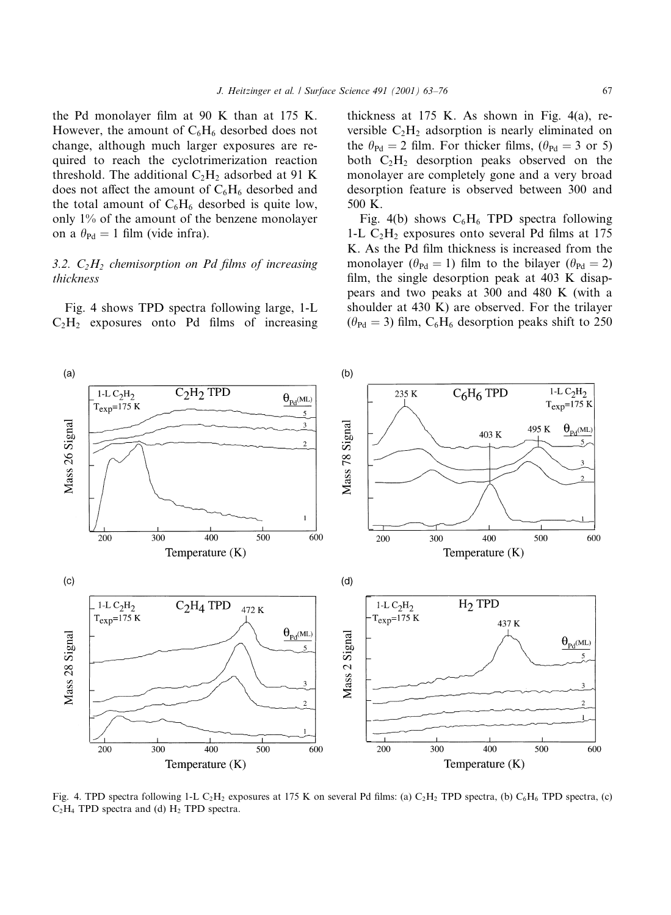the Pd monolayer film at 90 K than at 175 K. However, the amount of $C_6H_6$ desorbed does not change, although much larger exposures are required to reach the cyclotrimerization reaction threshold. The additional $C_2H_2$ adsorbed at 91 K does not affect the amount of $C_6H_6$ desorbed and the total amount of $C_6H_6$ desorbed is quite low, only 1% of the amount of the benzene monolayer on a $\theta_{Pd} = 1$ film (vide infra).

### 3.2. $C_2H_2$ chemisorption on Pd films of increasing thickness

Fig. 4 shows TPD spectra following large, 1-L $C_2H_2$ exposures onto Pd films of increasing thickness at 175 K. As shown in Fig. 4(a), reversible $C_2H_2$ adsorption is nearly eliminated on the $\theta_{Pd} = 2$ film. For thicker films, ($\theta_{Pd} = 3$ or 5) both $C_2H_2$ desorption peaks observed on the monolayer are completely gone and a very broad desorption feature is observed between 300 and 500 K.

Fig. 4(b) shows $C_6H_6$ TPD spectra following 1-L $C_2H_2$ exposures onto several Pd films at 175 K. As the Pd film thickness is increased from the monolayer ($\theta_{Pd} = 1$) film to the bilayer ($\theta_{Pd} = 2$) film, the single desorption peak at 403 K disappears and two peaks at 300 and 480 K (with a shoulder at 430 K) are observed. For the trilayer ($\theta_{Pd} = 3$) film, $C_6H_6$ desorption peaks shift to 250

Fig. 4. TPD spectra following 1-L $C_2H_2$ exposures at 175 K on several Pd films: (a) $C_2H_2$ TPD spectra, (b) $C_6H_6$ TPD spectra, (c) $C_2H_4$ TPD spectra and (d) $H_2$ TPD spectra.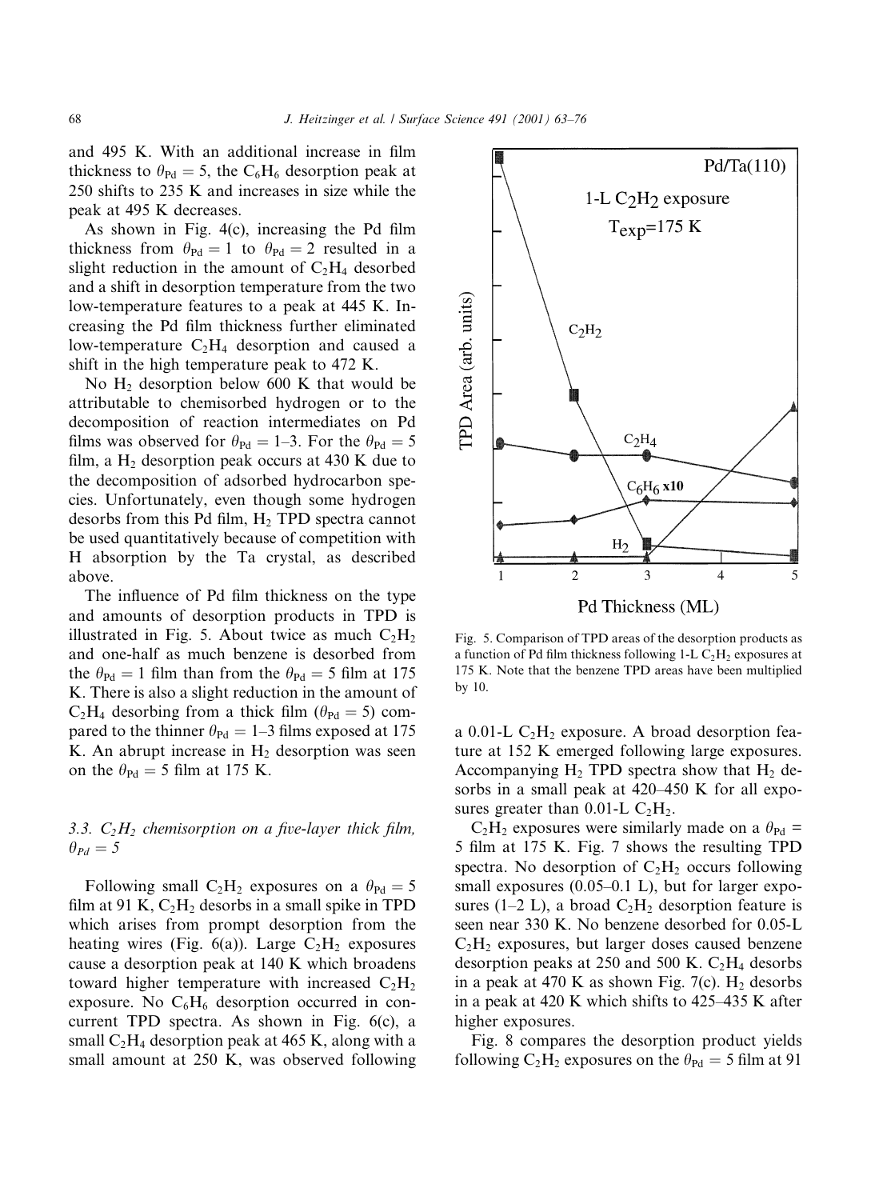and 495 K. With an additional increase in film thickness to $\theta_{Pd} = 5$, the $C_6H_6$ desorption peak at 250 shifts to 235 K and increases in size while the peak at 495 K decreases.

As shown in Fig. 4(c), increasing the Pd film thickness from $\theta_{Pd} = 1$ to $\theta_{Pd} = 2$ resulted in a slight reduction in the amount of $C_2H_4$ desorbed and a shift in desorption temperature from the two low-temperature features to a peak at 445 K. Increasing the Pd film thickness further eliminated low-temperature $C_2H_4$ desorption and caused a shift in the high temperature peak to 472 K.

No $H_2$ desorption below 600 K that would be attributable to chemisorbed hydrogen or to the decomposition of reaction intermediates on Pd films was observed for $\theta_{Pd} = 1$–3. For the $\theta_{Pd} = 5$ film, a $H_2$ desorption peak occurs at 430 K due to the decomposition of adsorbed hydrocarbon species. Unfortunately, even though some hydrogen desorbs from this Pd film, $H_2$ TPD spectra cannot be used quantitatively because of competition with H absorption by the Ta crystal, as described above.

The influence of Pd film thickness on the type and amounts of desorption products in TPD is illustrated in Fig. 5. About twice as much $C_2H_2$ and one-half as much benzene is desorbed from the $\theta_{Pd} = 1$ film than from the $\theta_{Pd} = 5$ film at 175 K. There is also a slight reduction in the amount of $C_2H_4$ desorbing from a thick film ($\theta_{Pd} = 5$) compared to the thinner $\theta_{Pd} = 1$–3 films exposed at 175 K. An abrupt increase in $H_2$ desorption was seen on the $\theta_{Pd} = 5$ film at 175 K.

Fig. 5. Comparison of TPD areas of the desorption products as a function of Pd film thickness following 1-L $C_2H_2$ exposures at 175 K. Note that the benzene TPD areas have been multiplied by 10.

### 3.3. $C_2H_2$ chemisorption on a five-layer thick film, $\theta_{Pd} = 5$

Following small $C_2H_2$ exposures on a $\theta_{Pd} = 5$ film at 91 K, $C_2H_2$ desorbs in a small spike in TPD which arises from prompt desorption from the heating wires (Fig. 6(a)). Large $C_2H_2$ exposures cause a desorption peak at 140 K which broadens toward higher temperature with increased $C_2H_2$ exposure. No $C_6H_6$ desorption occurred in concurrent TPD spectra. As shown in Fig. 6(c), a small $C_2H_4$ desorption peak at 465 K, along with a small amount at 250 K, was observed following a 0.01-L $C_2H_2$ exposure. A broad desorption feature at 152 K emerged following large exposures. Accompanying $H_2$ TPD spectra show that $H_2$ desorbs in a small peak at 420–450 K for all exposures greater than 0.01-L $C_2H_2$.

$C_2H_2$ exposures were similarly made on a $\theta_{Pd} = 5$ film at 175 K. Fig. 7 shows the resulting TPD spectra. No desorption of $C_2H_2$ occurs following small exposures (0.05–0.1 L), but for larger exposures (1–2 L), a broad $C_2H_2$ desorption feature is seen near 330 K. No benzene desorbed for 0.05-L $C_2H_2$ exposures, but larger doses caused benzene desorption peaks at 250 and 500 K. $C_2H_4$ desorbs in a peak at 470 K as shown Fig. 7(c). $H_2$ desorbs in a peak at 420 K which shifts to 425–435 K after higher exposures.

Fig. 8 compares the desorption product yields following $C_2H_2$ exposures on the $\theta_{Pd} = 5$ film at 91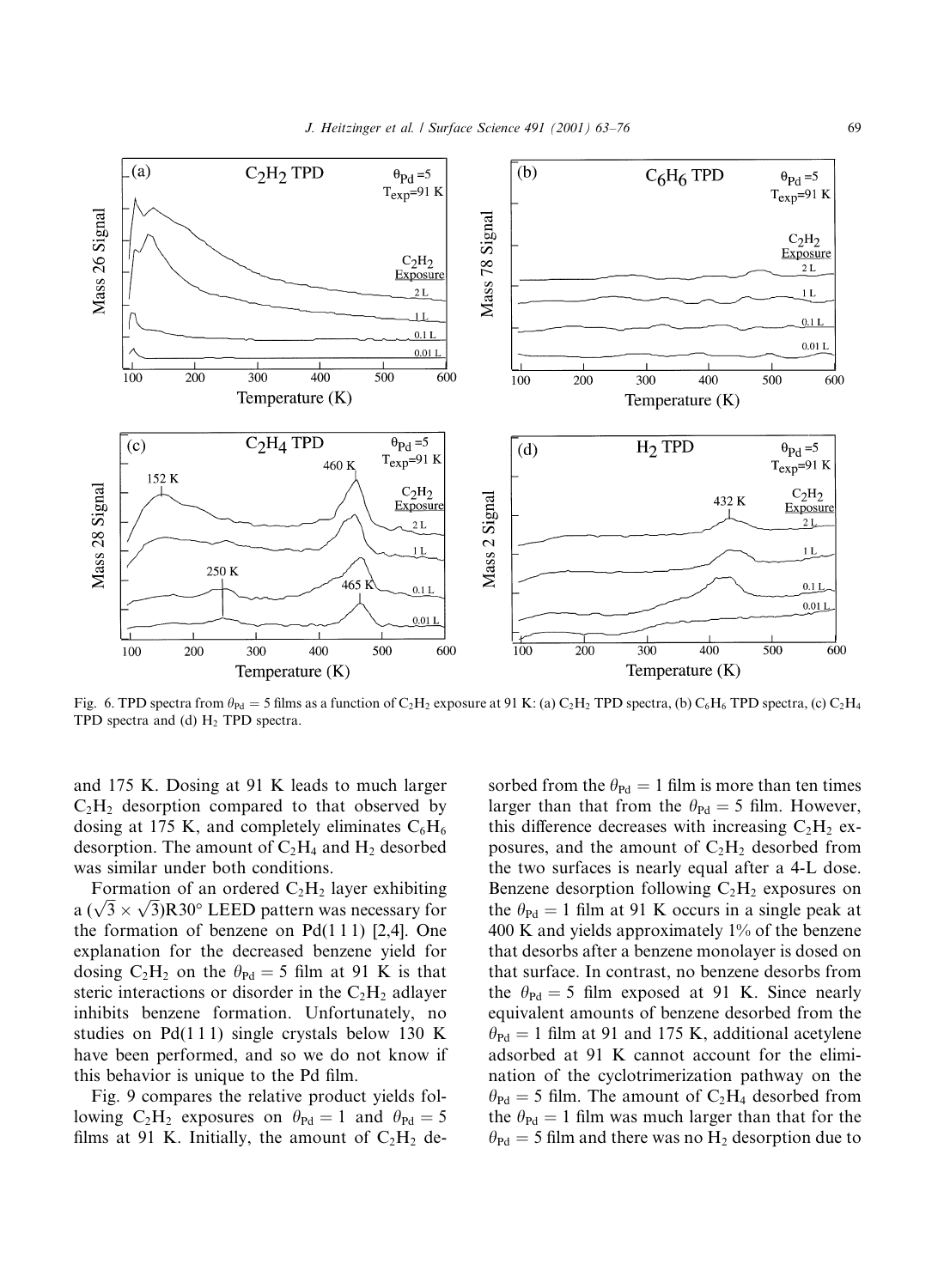Fig. 6. TPD spectra from $\theta_{Pd} = 5$ films as a function of $C_2H_2$ exposure at 91 K: (a) $C_2H_2$ TPD spectra, (b) $C_6H_6$ TPD spectra, (c) $C_2H_4$ TPD spectra and (d) $H_2$ TPD spectra.

and 175 K. Dosing at 91 K leads to much larger $C_2H_2$ desorption compared to that observed by dosing at 175 K, and completely eliminates $C_6H_6$ desorption. The amount of $C_2H_4$ and $H_2$ desorbed was similar under both conditions.

Formation of an ordered $C_2H_2$ layer exhibiting a $(\sqrt{3} \times \sqrt{3})R30°$ LEED pattern was necessary for the formation of benzene on Pd(1 1 1) [2,4]. One explanation for the decreased benzene yield for dosing $C_2H_2$ on the $\theta_{Pd} = 5$ film at 91 K is that steric interactions or disorder in the $C_2H_2$ adlayer inhibits benzene formation. Unfortunately, no studies on Pd(1 1 1) single crystals below 130 K have been performed, and so we do not know if this behavior is unique to the Pd film.

Fig. 9 compares the relative product yields following $C_2H_2$ exposures on $\theta_{Pd} = 1$ and $\theta_{Pd} = 5$ films at 91 K. Initially, the amount of $C_2H_2$ desorbed from the $\theta_{Pd} = 1$ film is more than ten times larger than that from the $\theta_{Pd} = 5$ film. However, this difference decreases with increasing $C_2H_2$ exposures, and the amount of $C_2H_2$ desorbed from the two surfaces is nearly equal after a 4-L dose. Benzene desorption following $C_2H_2$ exposures on the $\theta_{Pd} = 1$ film at 91 K occurs in a single peak at 400 K and yields approximately 1% of the benzene that desorbs after a benzene monolayer is dosed on that surface. In contrast, no benzene desorbs from the $\theta_{Pd} = 5$ film exposed at 91 K. Since nearly equivalent amounts of benzene desorbed from the $\theta_{Pd} = 1$ film at 91 and 175 K, additional acetylene adsorbed at 91 K cannot account for the elimination of the cyclotrimerization pathway on the $\theta_{Pd} = 5$ film. The amount of $C_2H_4$ desorbed from the $\theta_{Pd} = 1$ film was much larger than that for the $\theta_{Pd} = 5$ film and there was no $H_2$ desorption due to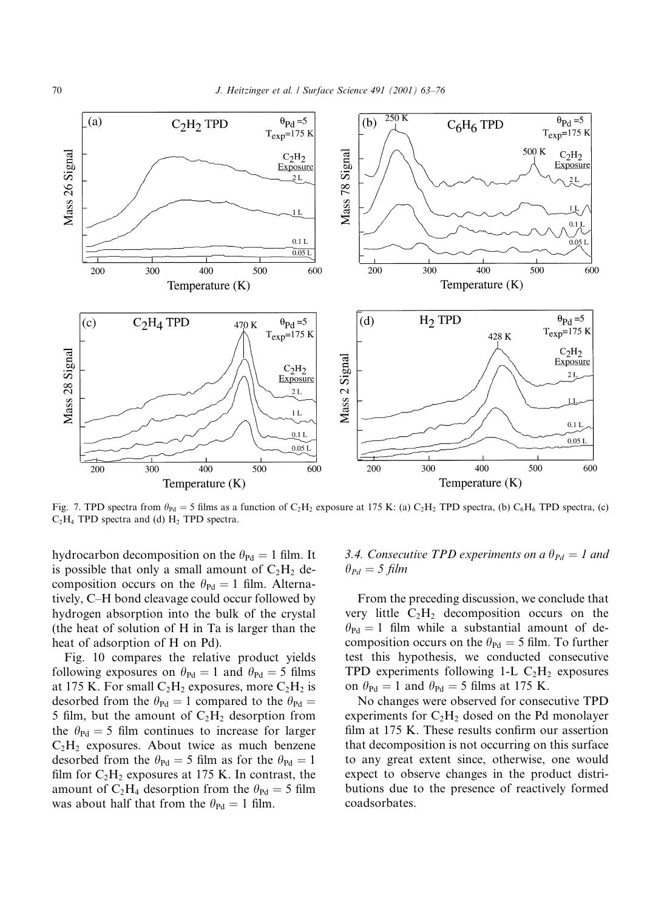Fig. 7. TPD spectra from $\theta_{Pd} = 5$ films as a function of $C_2H_2$ exposure at 175 K: (a) $C_2H_2$ TPD spectra, (b) $C_6H_6$ TPD spectra, (c) $C_2H_4$ TPD spectra and (d) $H_2$ TPD spectra.

hydrocarbon decomposition on the $\theta_{Pd} = 1$ film. It is possible that only a small amount of $C_2H_2$ decomposition occurs on the $\theta_{Pd} = 1$ film. Alternatively, C–H bond cleavage could occur followed by hydrogen absorption into the bulk of the crystal (the heat of solution of H in Ta is larger than the heat of adsorption of H on Pd).

Fig. 10 compares the relative product yields following exposures on $\theta_{Pd} = 1$ and $\theta_{Pd} = 5$ films at 175 K. For small $C_2H_2$ exposures, more $C_2H_2$ is desorbed from the $\theta_{Pd} = 1$ compared to the $\theta_{Pd} = 5$ film, but the amount of $C_2H_2$ desorption from the $\theta_{Pd} = 5$ film continues to increase for larger $C_2H_2$ exposures. About twice as much benzene desorbed from the $\theta_{Pd} = 5$ film as for the $\theta_{Pd} = 1$ film for $C_2H_2$ exposures at 175 K. In contrast, the amount of $C_2H_4$ desorption from the $\theta_{Pd} = 5$ film was about half that from the $\theta_{Pd} = 1$ film.

### 3.4. Consecutive TPD experiments on a $\theta_{Pd} = 1$ and $\theta_{Pd} = 5$ film

From the preceding discussion, we conclude that very little $C_2H_2$ decomposition occurs on the $\theta_{Pd} = 1$ film while a substantial amount of decomposition occurs on the $\theta_{Pd} = 5$ film. To further test this hypothesis, we conducted consecutive TPD experiments following 1-L $C_2H_2$ exposures on $\theta_{Pd} = 1$ and $\theta_{Pd} = 5$ films at 175 K.

No changes were observed for consecutive TPD experiments for $C_2H_2$ dosed on the Pd monolayer film at 175 K. These results confirm our assertion that decomposition is not occurring on this surface to any great extent since, otherwise, one would expect to observe changes in the product distributions due to the presence of reactively formed coadsorbates.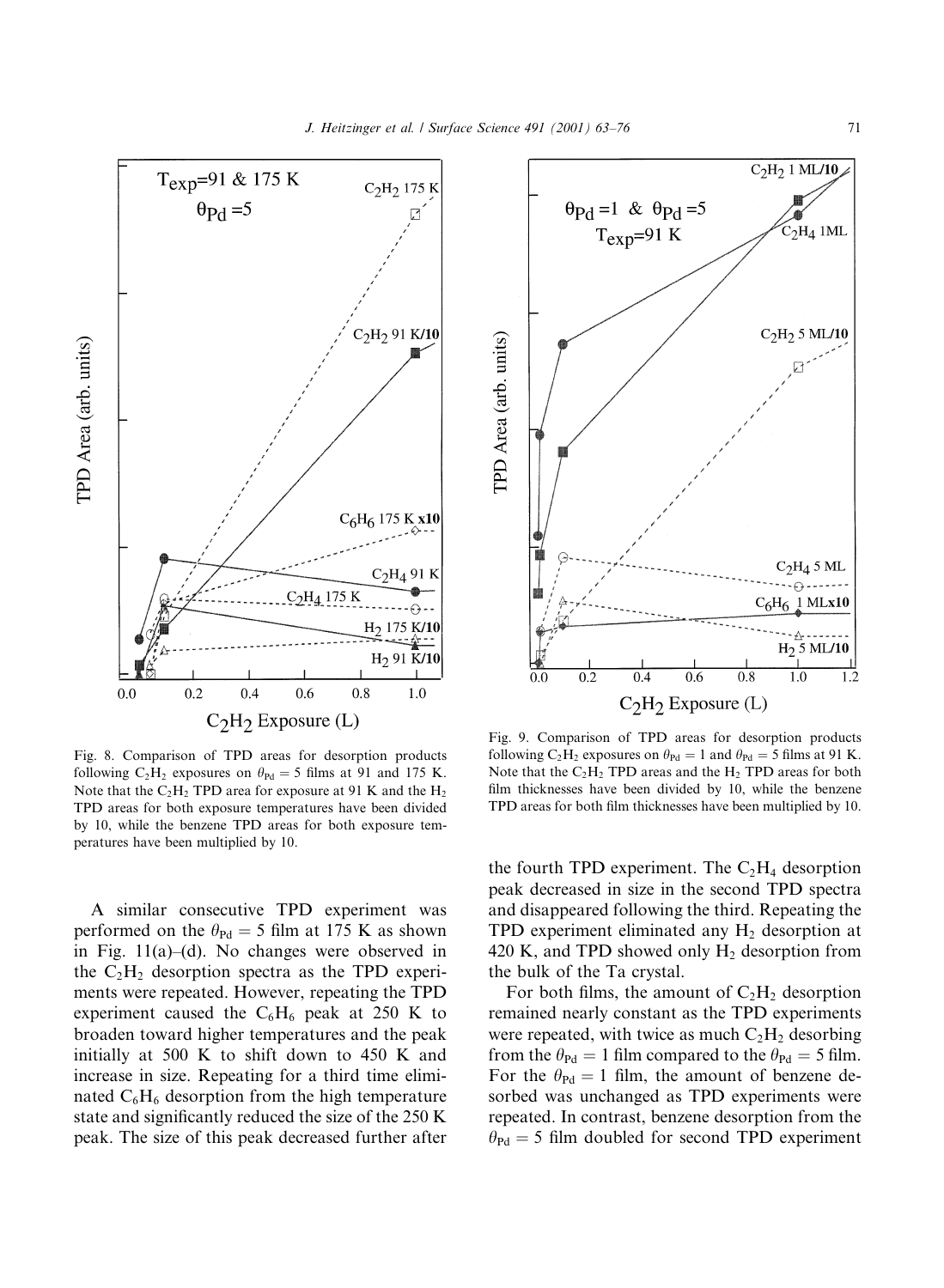Fig. 8. Comparison of TPD areas for desorption products following $C_2H_2$ exposures on $\theta_{Pd} = 5$ films at 91 and 175 K. Note that the $C_2H_2$ TPD area for exposure at 91 K and the $H_2$ TPD areas for both exposure temperatures have been divided by 10, while the benzene TPD areas for both exposure temperatures have been multiplied by 10.

Fig. 9. Comparison of TPD areas for desorption products following $C_2H_2$ exposures on $\theta_{Pd} = 1$ and $\theta_{Pd} = 5$ films at 91 K. Note that the $C_2H_2$ TPD areas and the $H_2$ TPD areas for both film thicknesses have been divided by 10, while the benzene TPD areas for both film thicknesses have been multiplied by 10.

A similar consecutive TPD experiment was performed on the $\theta_{Pd} = 5$ film at 175 K as shown in Fig. 11(a)–(d). No changes were observed in the $C_2H_2$ desorption spectra as the TPD experiments were repeated. However, repeating the TPD experiment caused the $C_6H_6$ peak at 250 K to broaden toward higher temperatures and the peak initially at 500 K to shift down to 450 K and increase in size. Repeating for a third time eliminated $C_6H_6$ desorption from the high temperature state and significantly reduced the size of the 250 K peak. The size of this peak decreased further after the fourth TPD experiment. The $C_2H_4$ desorption peak decreased in size in the second TPD spectra and disappeared following the third. Repeating the TPD experiment eliminated any $H_2$ desorption at 420 K, and TPD showed only $H_2$ desorption from the bulk of the Ta crystal.

For both films, the amount of $C_2H_2$ desorption remained nearly constant as the TPD experiments were repeated, with twice as much $C_2H_2$ desorbing from the $\theta_{Pd} = 1$ film compared to the $\theta_{Pd} = 5$ film. For the $\theta_{Pd} = 1$ film, the amount of benzene desorbed was unchanged as TPD experiments were repeated. In contrast, benzene desorption from the $\theta_{Pd} = 5$ film doubled for second TPD experiment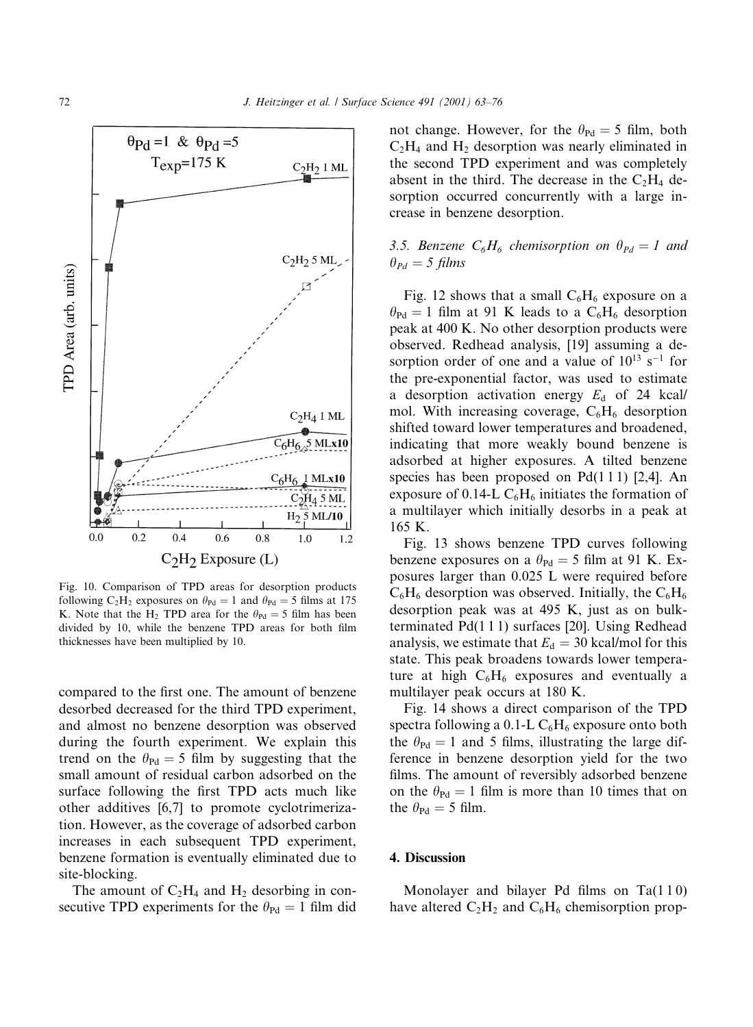Fig. 10. Comparison of TPD areas for desorption products following $C_2H_2$ exposures on $\theta_{Pd} = 1$ and $\theta_{Pd} = 5$ films at 175 K. Note that the $H_2$ TPD area for the $\theta_{Pd} = 5$ film has been divided by 10, while the benzene TPD areas for both film thicknesses have been multiplied by 10.

compared to the first one. The amount of benzene desorbed decreased for the third TPD experiment, and almost no benzene desorption was observed during the fourth experiment. We explain this trend on the $\theta_{Pd} = 5$ film by suggesting that the small amount of residual carbon adsorbed on the surface following the first TPD acts much like other additives [6,7] to promote cyclotrimerization. However, as the coverage of adsorbed carbon increases in each subsequent TPD experiment, benzene formation is eventually eliminated due to site-blocking.

The amount of $C_2H_4$ and $H_2$ desorbing in consecutive TPD experiments for the $\theta_{Pd} = 1$ film did not change. However, for the $\theta_{Pd} = 5$ film, both $C_2H_4$ and $H_2$ desorption was nearly eliminated in the second TPD experiment and was completely absent in the third. The decrease in the $C_2H_4$ desorption occurred concurrently with a large increase in benzene desorption.

### 3.5. Benzene $C_6H_6$ chemisorption on $\theta_{Pd} = 1$ and $\theta_{Pd} = 5$ films

Fig. 12 shows that a small $C_6H_6$ exposure on a $\theta_{Pd} = 1$ film at 91 K leads to a $C_6H_6$ desorption peak at 400 K. No other desorption products were observed. Redhead analysis, [19] assuming a desorption order of one and a value of $10^{13}$ $s^{-1}$ for the pre-exponential factor, was used to estimate a desorption activation energy $E_d$ of 24 kcal/mol. With increasing coverage, $C_6H_6$ desorption shifted toward lower temperatures and broadened, indicating that more weakly bound benzene is adsorbed at higher exposures. A tilted benzene species has been proposed on Pd(1 1 1) [2,4]. An exposure of 0.14-L $C_6H_6$ initiates the formation of a multilayer which initially desorbs in a peak at 165 K.

Fig. 13 shows benzene TPD curves following benzene exposures on a $\theta_{Pd} = 5$ film at 91 K. Exposures larger than 0.025 L were required before $C_6H_6$ desorption was observed. Initially, the $C_6H_6$ desorption peak was at 495 K, just as on bulk-terminated Pd(1 1 1) surfaces [20]. Using Redhead analysis, we estimate that $E_d = 30$ kcal/mol for this state. This peak broadens towards lower temperature at high $C_6H_6$ exposures and eventually a multilayer peak occurs at 180 K.

Fig. 14 shows a direct comparison of the TPD spectra following a 0.1-L $C_6H_6$ exposure onto both the $\theta_{Pd} = 1$ and 5 films, illustrating the large difference in benzene desorption yield for the two films. The amount of reversibly adsorbed benzene on the $\theta_{Pd} = 1$ film is more than 10 times that on the $\theta_{Pd} = 5$ film.

## 4. Discussion

Monolayer and bilayer Pd films on Ta(1 1 0) have altered $C_2H_2$ and $C_6H_6$ chemisorption prop-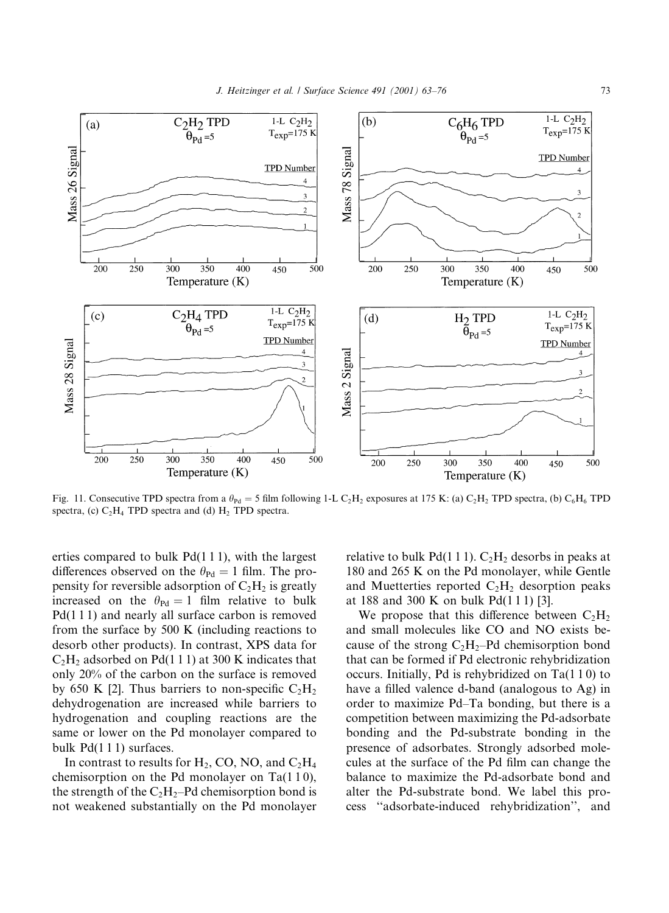Fig. 11. Consecutive TPD spectra from a $\theta_{Pd} = 5$ film following 1-L $C_2H_2$ exposures at 175 K: (a) $C_2H_2$ TPD spectra, (b) $C_6H_6$ TPD spectra, (c) $C_2H_4$ TPD spectra and (d) $H_2$ TPD spectra.

erties compared to bulk Pd(1 1 1), with the largest differences observed on the $\theta_{Pd} = 1$ film. The propensity for reversible adsorption of $C_2H_2$ is greatly increased on the $\theta_{Pd} = 1$ film relative to bulk Pd(1 1 1) and nearly all surface carbon is removed from the surface by 500 K (including reactions to desorb other products). In contrast, XPS data for $C_2H_2$ adsorbed on Pd(1 1 1) at 300 K indicates that only 20% of the carbon on the surface is removed by 650 K [2]. Thus barriers to non-specific $C_2H_2$ dehydrogenation are increased while barriers to hydrogenation and coupling reactions are the same or lower on the Pd monolayer compared to bulk Pd(1 1 1) surfaces.

In contrast to results for $H_2$, CO, NO, and $C_2H_4$ chemisorption on the Pd monolayer on Ta(1 1 0), the strength of the $C_2H_2$–Pd chemisorption bond is not weakened substantially on the Pd monolayer relative to bulk Pd(1 1 1). $C_2H_2$ desorbs in peaks at 180 and 265 K on the Pd monolayer, while Gentle and Muetterties reported $C_2H_2$ desorption peaks at 188 and 300 K on bulk Pd(1 1 1) [3].

We propose that this difference between $C_2H_2$ and small molecules like CO and NO exists because of the strong $C_2H_2$–Pd chemisorption bond that can be formed if Pd electronic rehybridization occurs. Initially, Pd is rehybridized on Ta(1 1 0) to have a filled valence d-band (analogous to Ag) in order to maximize Pd–Ta bonding, but there is a competition between maximizing the Pd-adsorbate bonding and the Pd-substrate bonding in the presence of adsorbates. Strongly adsorbed molecules at the surface of the Pd film can change the balance to maximize the Pd-adsorbate bond and alter the Pd-substrate bond. We label this process "adsorbate-induced rehybridization", and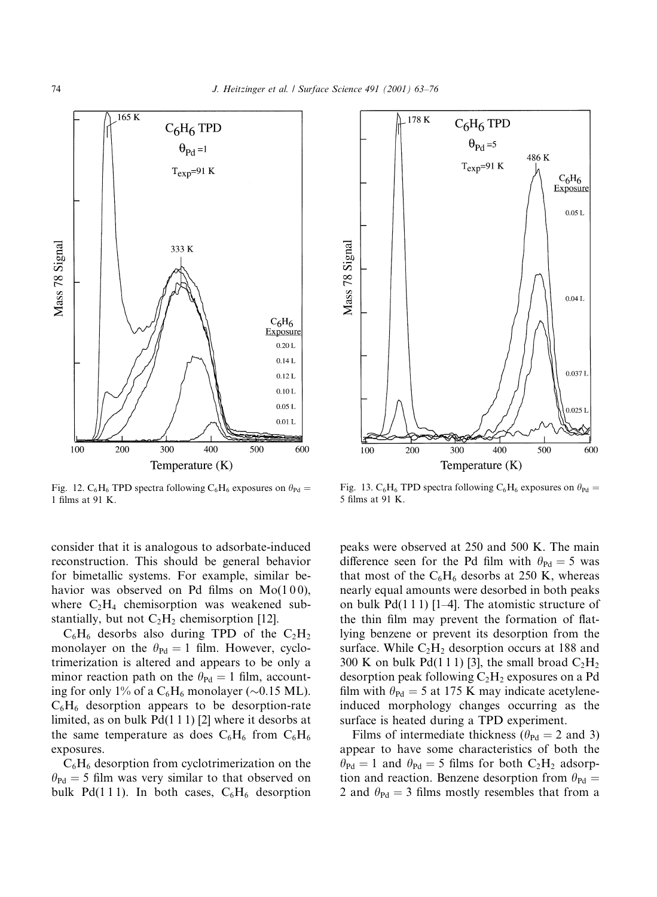Fig. 12. $C_6H_6$ TPD spectra following $C_6H_6$ exposures on $\theta_{Pd} = 1$ films at 91 K.

Fig. 13. $C_6H_6$ TPD spectra following $C_6H_6$ exposures on $\theta_{Pd} = 5$ films at 91 K.

consider that it is analogous to adsorbate-induced reconstruction. This should be general behavior for bimetallic systems. For example, similar behavior was observed on Pd films on Mo(1 0 0), where $C_2H_4$ chemisorption was weakened substantially, but not $C_2H_2$ chemisorption [12].

$C_6H_6$ desorbs also during TPD of the $C_2H_2$ monolayer on the $\theta_{Pd} = 1$ film. However, cyclotrimerization is altered and appears to be only a minor reaction path on the $\theta_{Pd} = 1$ film, accounting for only 1% of a $C_6H_6$ monolayer (~0.15 ML). $C_6H_6$ desorption appears to be desorption-rate limited, as on bulk Pd(1 1 1) [2] where it desorbs at the same temperature as does $C_6H_6$ from $C_6H_6$ exposures.

$C_6H_6$ desorption from cyclotrimerization on the $\theta_{Pd} = 5$ film was very similar to that observed on bulk Pd(1 1 1). In both cases, $C_6H_6$ desorption peaks were observed at 250 and 500 K. The main difference seen for the Pd film with $\theta_{Pd} = 5$ was that most of the $C_6H_6$ desorbs at 250 K, whereas nearly equal amounts were desorbed in both peaks on bulk Pd(1 1 1) [1–4]. The atomistic structure of the thin film may prevent the formation of flat-lying benzene or prevent its desorption from the surface. While $C_2H_2$ desorption occurs at 188 and 300 K on bulk Pd(1 1 1) [3], the small broad $C_2H_2$ desorption peak following $C_2H_2$ exposures on a Pd film with $\theta_{Pd} = 5$ at 175 K may indicate acetylene-induced morphology changes occurring as the surface is heated during a TPD experiment.

Films of intermediate thickness ($\theta_{Pd} = 2$ and 3) appear to have some characteristics of both the $\theta_{Pd} = 1$ and $\theta_{Pd} = 5$ films for both $C_2H_2$ adsorption and reaction. Benzene desorption from $\theta_{Pd} = 2$ and $\theta_{Pd} = 3$ films mostly resembles that from a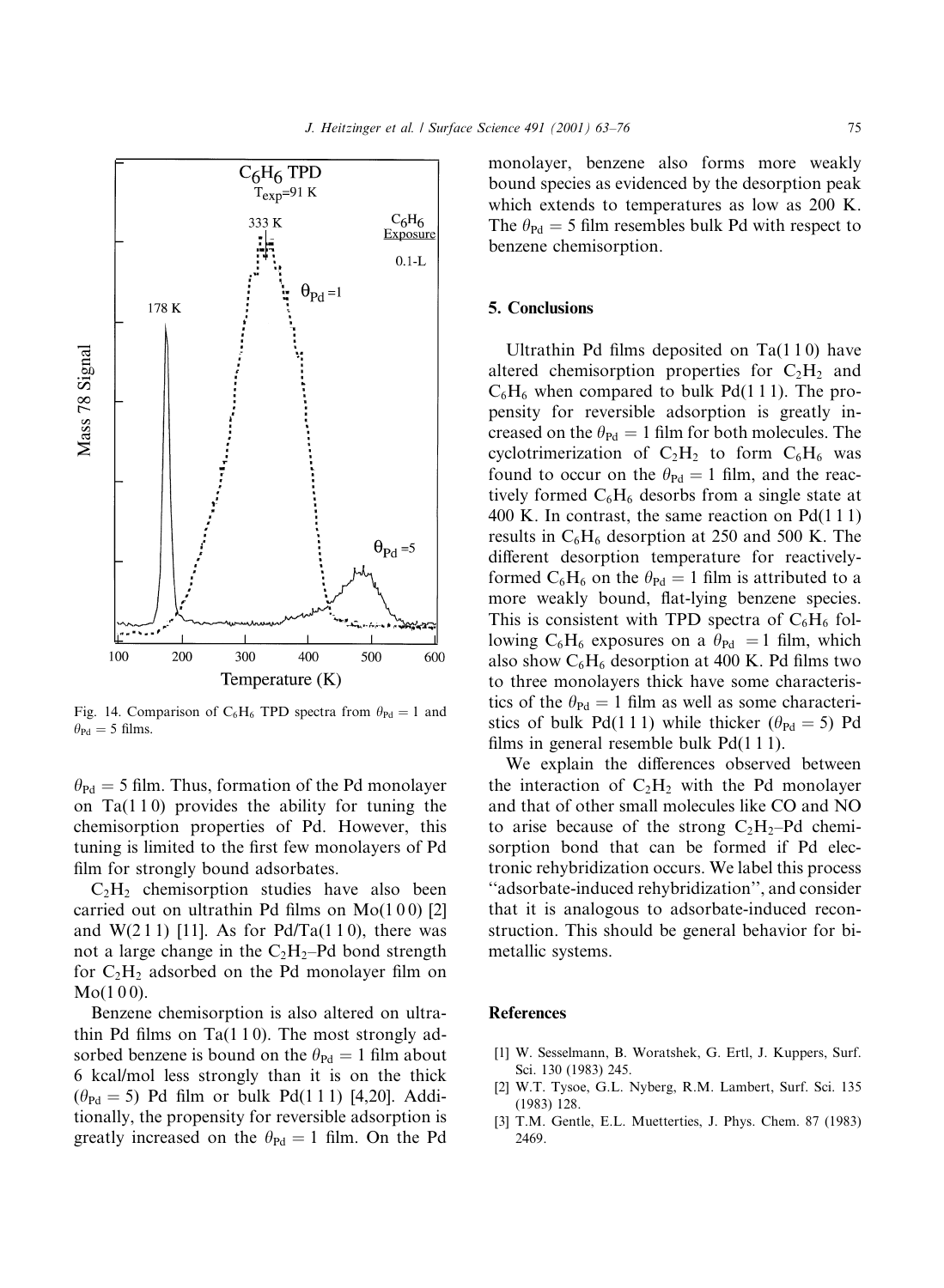Fig. 14. Comparison of $C_6H_6$ TPD spectra from $\theta_{Pd} = 1$ and $\theta_{Pd} = 5$ films.

$\theta_{Pd} = 5$ film. Thus, formation of the Pd monolayer on Ta(1 1 0) provides the ability for tuning the chemisorption properties of Pd. However, this tuning is limited to the first few monolayers of Pd film for strongly bound adsorbates.

$C_2H_2$ chemisorption studies have also been carried out on ultrathin Pd films on Mo(1 0 0) [2] and W(2 1 1) [11]. As for Pd/Ta(1 1 0), there was not a large change in the $C_2H_2$–Pd bond strength for $C_2H_2$ adsorbed on the Pd monolayer film on Mo(1 0 0).

Benzene chemisorption is also altered on ultrathin Pd films on Ta(1 1 0). The most strongly adsorbed benzene is bound on the $\theta_{Pd} = 1$ film about 6 kcal/mol less strongly than it is on the thick ($\theta_{Pd} = 5$) Pd film or bulk Pd(1 1 1) [4,20]. Additionally, the propensity for reversible adsorption is greatly increased on the $\theta_{Pd} = 1$ film. On the Pd monolayer, benzene also forms more weakly bound species as evidenced by the desorption peak which extends to temperatures as low as 200 K. The $\theta_{Pd} = 5$ film resembles bulk Pd with respect to benzene chemisorption.

## 5. Conclusions

Ultrathin Pd films deposited on Ta(1 1 0) have altered chemisorption properties for $C_2H_2$ and $C_6H_6$ when compared to bulk Pd(1 1 1). The propensity for reversible adsorption is greatly increased on the $\theta_{Pd} = 1$ film for both molecules. The cyclotrimerization of $C_2H_2$ to form $C_6H_6$ was found to occur on the $\theta_{Pd} = 1$ film, and the reactively formed $C_6H_6$ desorbs from a single state at 400 K. In contrast, the same reaction on Pd(1 1 1) results in $C_6H_6$ desorption at 250 and 500 K. The different desorption temperature for reactively-formed $C_6H_6$ on the $\theta_{Pd} = 1$ film is attributed to a more weakly bound, flat-lying benzene species. This is consistent with TPD spectra of $C_6H_6$ following $C_6H_6$ exposures on a $\theta_{Pd} = 1$ film, which also show $C_6H_6$ desorption at 400 K. Pd films two to three monolayers thick have some characteristics of the $\theta_{Pd} = 1$ film as well as some characteristics of bulk Pd(1 1 1) while thicker ($\theta_{Pd} = 5$) Pd films in general resemble bulk Pd(1 1 1).

We explain the differences observed between the interaction of $C_2H_2$ with the Pd monolayer and that of other small molecules like CO and NO to arise because of the strong $C_2H_2$–Pd chemisorption bond that can be formed if Pd electronic rehybridization occurs. We label this process "adsorbate-induced rehybridization", and consider that it is analogous to adsorbate-induced reconstruction. This should be general behavior for bimetallic systems.

## References

[1] W. Sesselmann, B. Woratshek, G. Ertl, J. Kuppers, Surf. Sci. 130 (1983) 245.

[2] W.T. Tysoe, G.L. Nyberg, R.M. Lambert, Surf. Sci. 135 (1983) 128.

[3] T.M. Gentle, E.L. Muetterties, J. Phys. Chem. 87 (1983) 2469.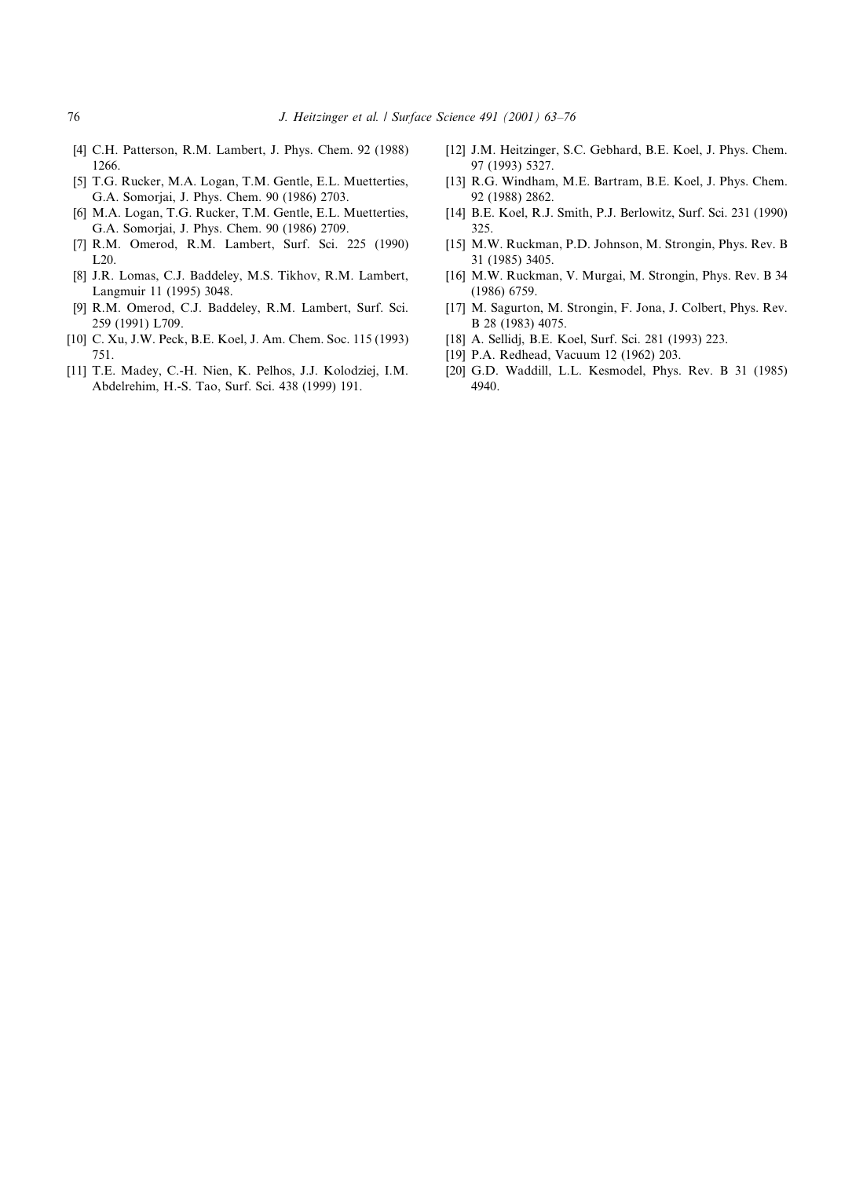[4] C.H. Patterson, R.M. Lambert, J. Phys. Chem. 92 (1988) 1266.

[5] T.G. Rucker, M.A. Logan, T.M. Gentle, E.L. Muetterties, G.A. Somorjai, J. Phys. Chem. 90 (1986) 2703.

[6] M.A. Logan, T.G. Rucker, T.M. Gentle, E.L. Muetterties, G.A. Somorjai, J. Phys. Chem. 90 (1986) 2709.

[7] R.M. Omerod, R.M. Lambert, Surf. Sci. 225 (1990) L20.

[8] J.R. Lomas, C.J. Baddeley, M.S. Tikhov, R.M. Lambert, Langmuir 11 (1995) 3048.

[9] R.M. Omerod, C.J. Baddeley, R.M. Lambert, Surf. Sci. 259 (1991) L709.

[10] C. Xu, J.W. Peck, B.E. Koel, J. Am. Chem. Soc. 115 (1993) 751.

[11] T.E. Madey, C.-H. Nien, K. Pelhos, J.J. Kolodziej, I.M. Abdelrehim, H.-S. Tao, Surf. Sci. 438 (1999) 191.

[12] J.M. Heitzinger, S.C. Gebhard, B.E. Koel, J. Phys. Chem. 97 (1993) 5327.

[13] R.G. Windham, M.E. Bartram, B.E. Koel, J. Phys. Chem. 92 (1988) 2862.

[14] B.E. Koel, R.J. Smith, P.J. Berlowitz, Surf. Sci. 231 (1990) 325.

[15] M.W. Ruckman, P.D. Johnson, M. Strongin, Phys. Rev. B 31 (1985) 3405.

[16] M.W. Ruckman, V. Murgai, M. Strongin, Phys. Rev. B 34 (1986) 6759.

[17] M. Sagurton, M. Strongin, F. Jona, J. Colbert, Phys. Rev. B 28 (1983) 4075.

[18] A. Sellidj, B.E. Koel, Surf. Sci. 281 (1993) 223.

[19] P.A. Redhead, Vacuum 12 (1962) 203.

[20] G.D. Waddill, L.L. Kesmodel, Phys. Rev. B 31 (1985) 4940.